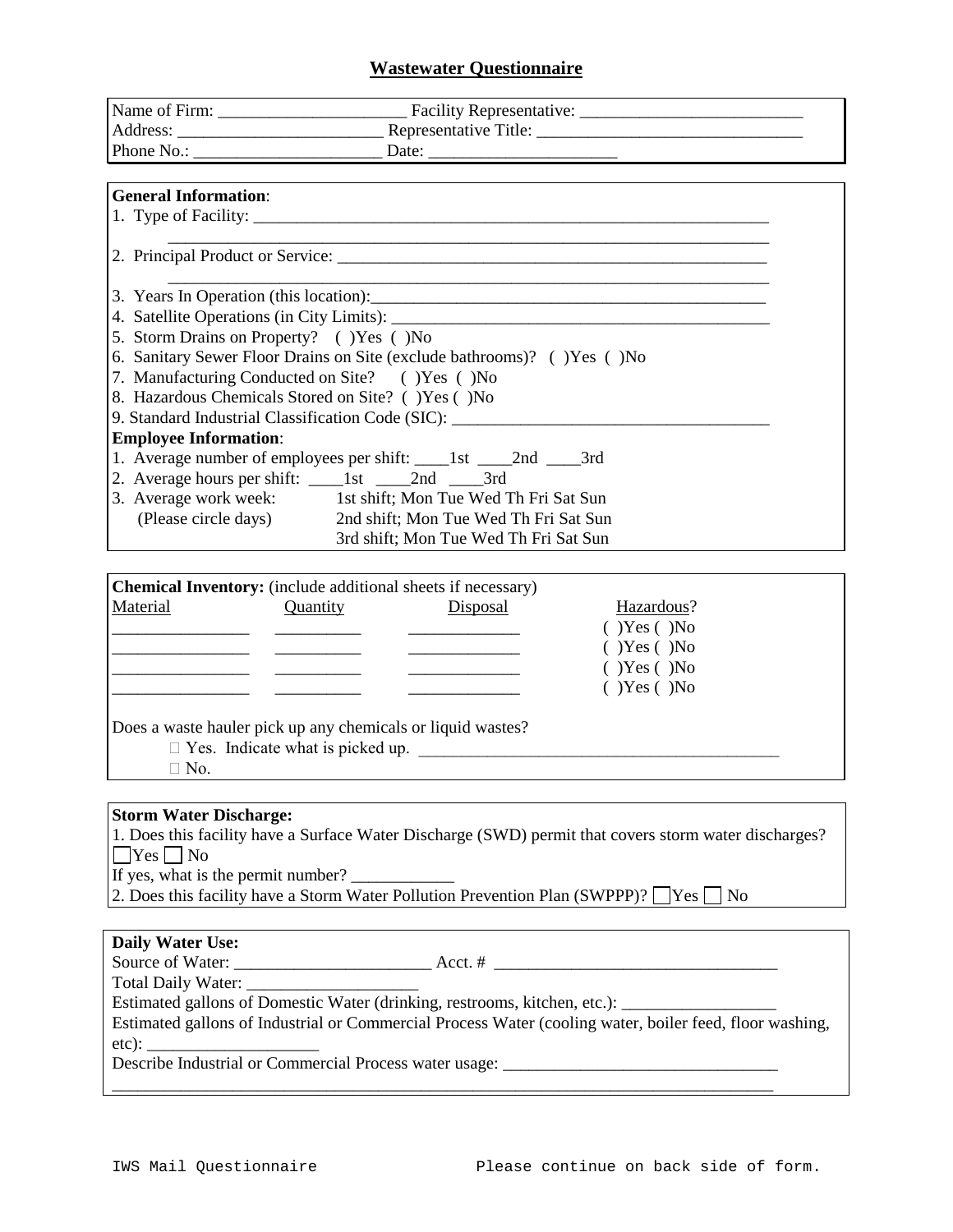# Wastewater Questionnaire

Name of Firm: ______________________ Facility Representative: ___________________________
Address: _________________________ Representative Title: _______________________________
Phone No.: ______________________ Date: ______________________

**General Information**:

1. Type of Facility: _________________________________________________________________
   _________________________________________________________________________
2. Principal Product or Service: _____________________________________________________
   _________________________________________________________________________
3. Years In Operation (this location):________________________________________________
4. Satellite Operations (in City Limits): ______________________________________________
5. Storm Drains on Property? ( )Yes ( )No
6. Sanitary Sewer Floor Drains on Site (exclude bathrooms)? ( )Yes ( )No
7. Manufacturing Conducted on Site? ( )Yes ( )No
8. Hazardous Chemicals Stored on Site? ( )Yes ( )No
9. Standard Industrial Classification Code (SIC): ______________________________________

**Employee Information**:

1. Average number of employees per shift: ____1st ____2nd ____3rd
2. Average hours per shift: ____1st ____2nd ____3rd
3. Average work week: (Please circle days)
   1st shift; Mon Tue Wed Th Fri Sat Sun
   2nd shift; Mon Tue Wed Th Fri Sat Sun
   3rd shift; Mon Tue Wed Th Fri Sat Sun

**Chemical Inventory:** (include additional sheets if necessary)

| Material | Quantity | Disposal | Hazardous? |
|---|---|---|---|
| ________________ | __________ | _____________ | ( )Yes ( )No |
| ________________ | __________ | _____________ | ( )Yes ( )No |
| ________________ | __________ | _____________ | ( )Yes ( )No |
| ________________ | __________ | _____________ | ( )Yes ( )No |

Does a waste hauler pick up any chemicals or liquid wastes?

☐ Yes. Indicate what is picked up. ____________________________________________

☐ No.

**Storm Water Discharge:**

1. Does this facility have a Surface Water Discharge (SWD) permit that covers storm water discharges?
☐ Yes ☐ No
If yes, what is the permit number? ____________
2. Does this facility have a Storm Water Pollution Prevention Plan (SWPPP)? ☐ Yes ☐ No

**Daily Water Use:**

Source of Water: _______________________ Acct. # _________________________________
Total Daily Water: ____________________
Estimated gallons of Domestic Water (drinking, restrooms, kitchen, etc.): __________________
Estimated gallons of Industrial or Commercial Process Water (cooling water, boiler feed, floor washing, etc): ____________________
Describe Industrial or Commercial Process water usage: ________________________________
_________________________________________________________________________________

IWS Mail Questionnaire Please continue on back side of form.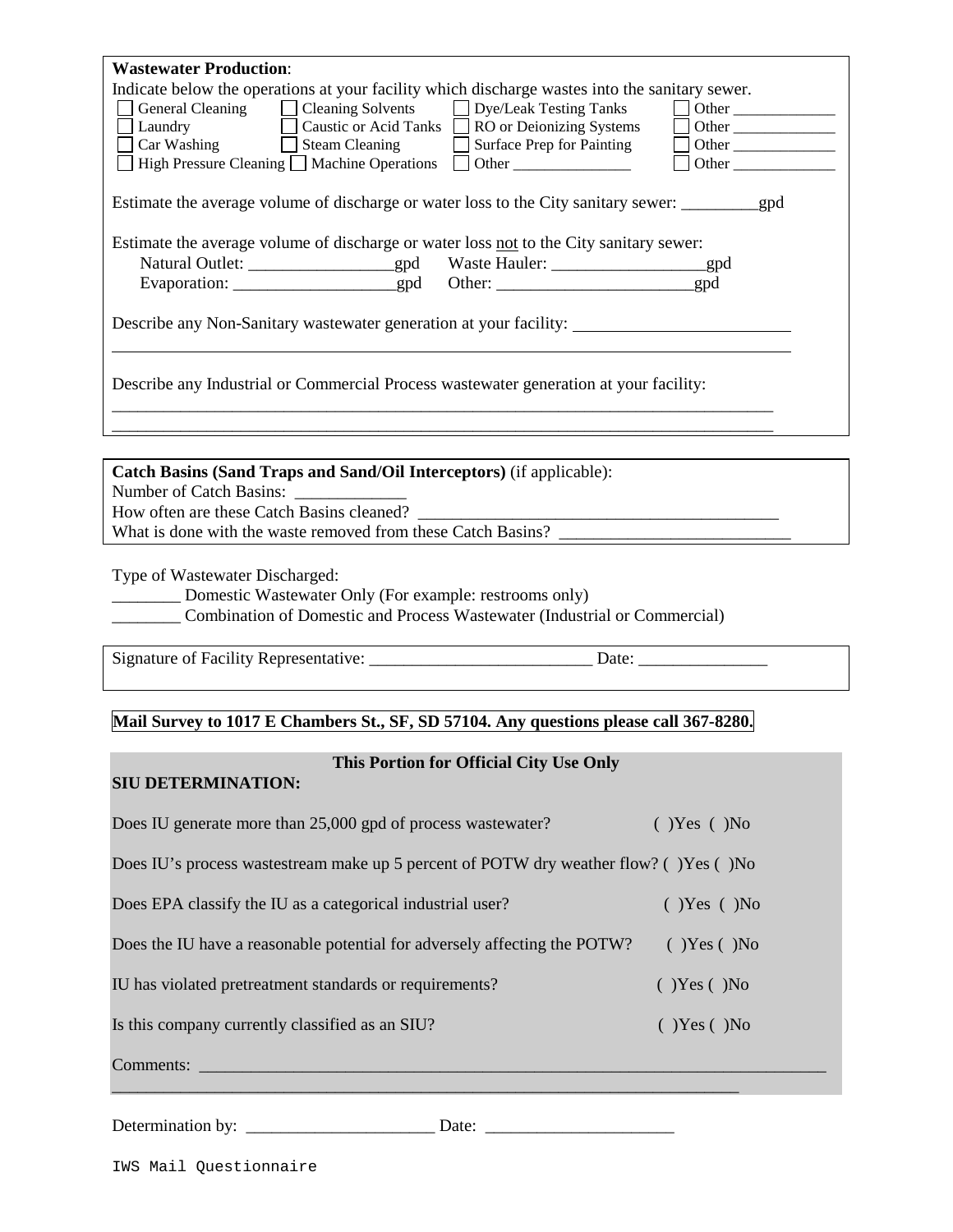**Wastewater Production**:

Indicate below the operations at your facility which discharge wastes into the sanitary sewer.

| | | | |
|---|---|---|---|
| ☐ General Cleaning | ☐ Cleaning Solvents | ☐ Dye/Leak Testing Tanks | ☐ Other _____________ |
| ☐ Laundry | ☐ Caustic or Acid Tanks | ☐ RO or Deionizing Systems | ☐ Other _____________ |
| ☐ Car Washing | ☐ Steam Cleaning | ☐ Surface Prep for Painting | ☐ Other _____________ |
| ☐ High Pressure Cleaning | ☐ Machine Operations | ☐ Other _______________ | ☐ Other _____________ |

Estimate the average volume of discharge or water loss to the City sanitary sewer: _________gpd

Estimate the average volume of discharge or water loss not to the City sanitary sewer:

Natural Outlet: _________________gpd   Waste Hauler: __________________gpd

Evaporation: ___________________gpd   Other: _______________________gpd

Describe any Non-Sanitary wastewater generation at your facility: _________________________

_______________________________________________________________________________

Describe any Industrial or Commercial Process wastewater generation at your facility:

_______________________________________________________________________________

_______________________________________________________________________________

**Catch Basins (Sand Traps and Sand/Oil Interceptors)** (if applicable):

Number of Catch Basins: _____________

How often are these Catch Basins cleaned? ___________________________________________

What is done with the waste removed from these Catch Basins? ___________________________

Type of Wastewater Discharged:

________ Domestic Wastewater Only (For example: restrooms only)

________ Combination of Domestic and Process Wastewater (Industrial or Commercial)

Signature of Facility Representative: __________________________ Date: _______________

**Mail Survey to 1017 E Chambers St., SF, SD 57104. Any questions please call 367-8280.**

**This Portion for Official City Use Only**

**SIU DETERMINATION:**

Does IU generate more than 25,000 gpd of process wastewater? ( )Yes ( )No

Does IU's process wastestream make up 5 percent of POTW dry weather flow? ( )Yes ( )No

Does EPA classify the IU as a categorical industrial user? ( )Yes ( )No

Does the IU have a reasonable potential for adversely affecting the POTW? ( )Yes ( )No

IU has violated pretreatment standards or requirements? ( )Yes ( )No

Is this company currently classified as an SIU? ( )Yes ( )No

Comments: ____________________________________________________________________

_______________________________________________________________________________

Determination by: ______________________ Date: ______________________

IWS Mail Questionnaire